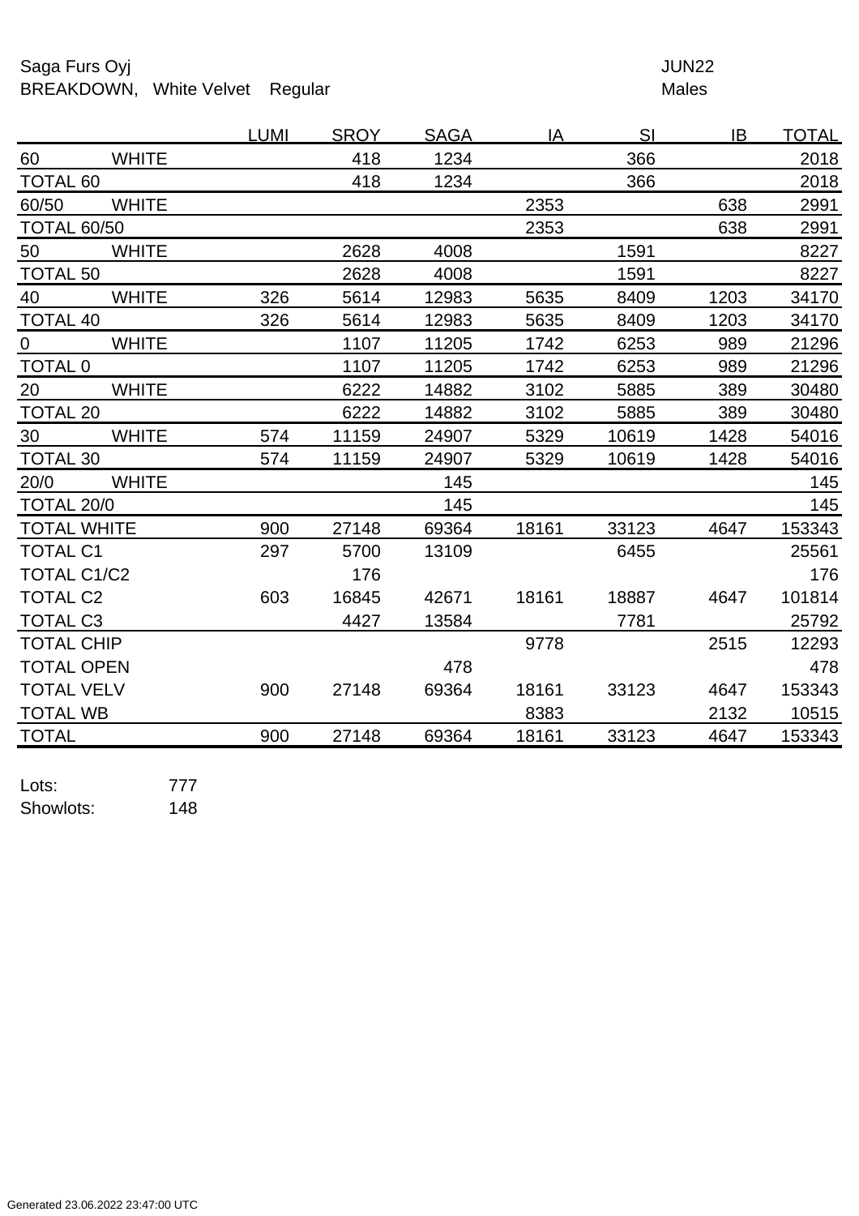Saga Furs Oyj
BREAKDOWN, White Velvet Regular

JUN22
Males

| | | LUMI | SROY | SAGA | IA | SI | IB | TOTAL |
|---|---|---|---|---|---|---|---|---|
| 60 | WHITE | | 418 | 1234 | | 366 | | 2018 |
| TOTAL 60 | | | 418 | 1234 | | 366 | | 2018 |
| 60/50 | WHITE | | | | 2353 | | 638 | 2991 |
| TOTAL 60/50 | | | | | 2353 | | 638 | 2991 |
| 50 | WHITE | | 2628 | 4008 | | 1591 | | 8227 |
| TOTAL 50 | | | 2628 | 4008 | | 1591 | | 8227 |
| 40 | WHITE | 326 | 5614 | 12983 | 5635 | 8409 | 1203 | 34170 |
| TOTAL 40 | | 326 | 5614 | 12983 | 5635 | 8409 | 1203 | 34170 |
| 0 | WHITE | | 1107 | 11205 | 1742 | 6253 | 989 | 21296 |
| TOTAL 0 | | | 1107 | 11205 | 1742 | 6253 | 989 | 21296 |
| 20 | WHITE | | 6222 | 14882 | 3102 | 5885 | 389 | 30480 |
| TOTAL 20 | | | 6222 | 14882 | 3102 | 5885 | 389 | 30480 |
| 30 | WHITE | 574 | 11159 | 24907 | 5329 | 10619 | 1428 | 54016 |
| TOTAL 30 | | 574 | 11159 | 24907 | 5329 | 10619 | 1428 | 54016 |
| 20/0 | WHITE | | | 145 | | | | 145 |
| TOTAL 20/0 | | | | 145 | | | | 145 |
| TOTAL WHITE | | 900 | 27148 | 69364 | 18161 | 33123 | 4647 | 153343 |
| TOTAL C1 | | 297 | 5700 | 13109 | | 6455 | | 25561 |
| TOTAL C1/C2 | | | 176 | | | | | 176 |
| TOTAL C2 | | 603 | 16845 | 42671 | 18161 | 18887 | 4647 | 101814 |
| TOTAL C3 | | | 4427 | 13584 | | 7781 | | 25792 |
| TOTAL CHIP | | | | | 9778 | | 2515 | 12293 |
| TOTAL OPEN | | | | 478 | | | | 478 |
| TOTAL VELV | | 900 | 27148 | 69364 | 18161 | 33123 | 4647 | 153343 |
| TOTAL WB | | | | | 8383 | | 2132 | 10515 |
| TOTAL | | 900 | 27148 | 69364 | 18161 | 33123 | 4647 | 153343 |

Lots: 777
Showlots: 148

Generated 23.06.2022 23:47:00 UTC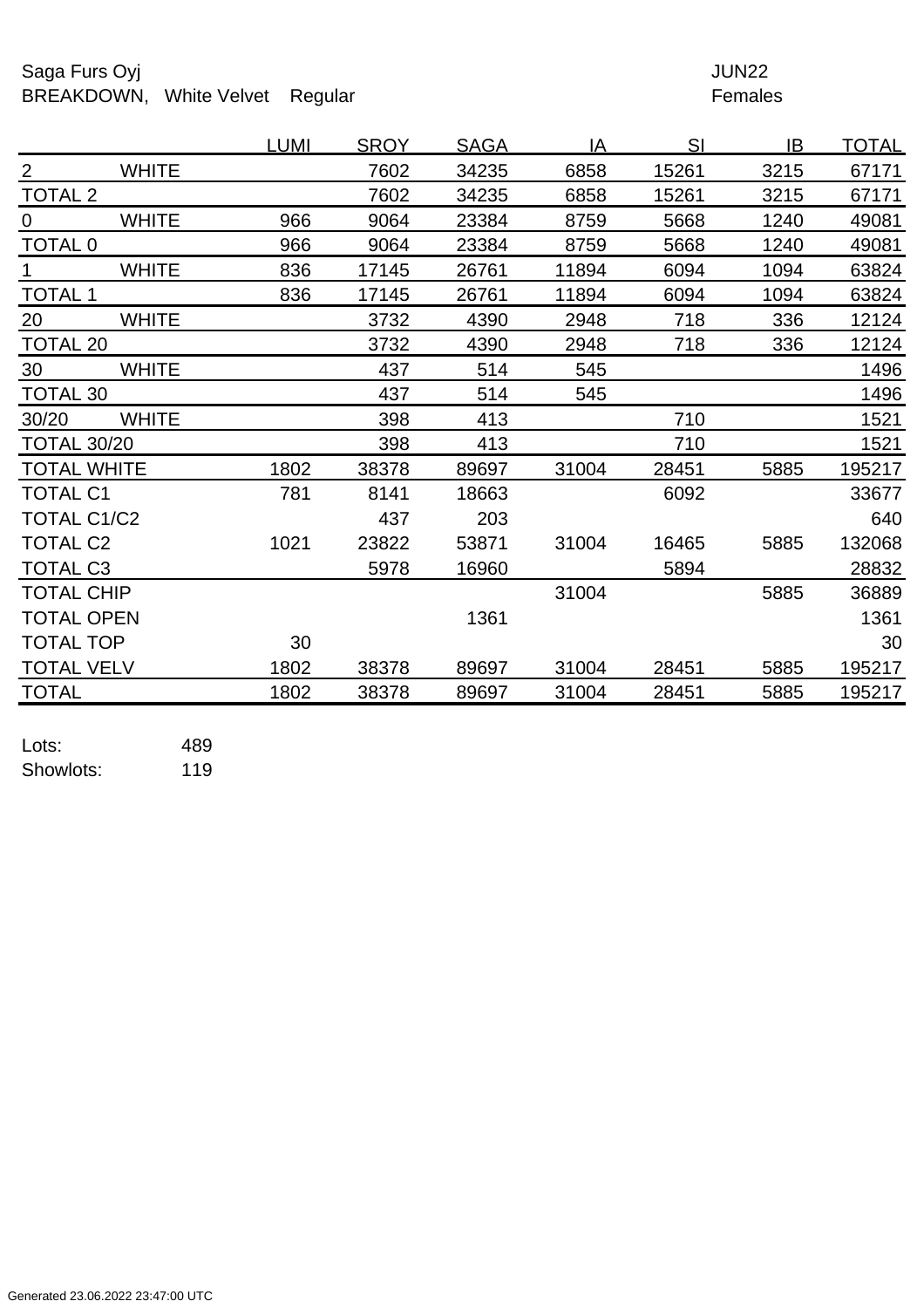Saga Furs Oyj
BREAKDOWN, White Velvet Regular

JUN22
Females

| | | LUMI | SROY | SAGA | IA | SI | IB | TOTAL |
|---|---|---|---|---|---|---|---|---|
| 2 | WHITE | | 7602 | 34235 | 6858 | 15261 | 3215 | 67171 |
| TOTAL 2 | | | 7602 | 34235 | 6858 | 15261 | 3215 | 67171 |
| 0 | WHITE | 966 | 9064 | 23384 | 8759 | 5668 | 1240 | 49081 |
| TOTAL 0 | | 966 | 9064 | 23384 | 8759 | 5668 | 1240 | 49081 |
| 1 | WHITE | 836 | 17145 | 26761 | 11894 | 6094 | 1094 | 63824 |
| TOTAL 1 | | 836 | 17145 | 26761 | 11894 | 6094 | 1094 | 63824 |
| 20 | WHITE | | 3732 | 4390 | 2948 | 718 | 336 | 12124 |
| TOTAL 20 | | | 3732 | 4390 | 2948 | 718 | 336 | 12124 |
| 30 | WHITE | | 437 | 514 | 545 | | | 1496 |
| TOTAL 30 | | | 437 | 514 | 545 | | | 1496 |
| 30/20 | WHITE | | 398 | 413 | | 710 | | 1521 |
| TOTAL 30/20 | | | 398 | 413 | | 710 | | 1521 |
| TOTAL WHITE | | 1802 | 38378 | 89697 | 31004 | 28451 | 5885 | 195217 |
| TOTAL C1 | | 781 | 8141 | 18663 | | 6092 | | 33677 |
| TOTAL C1/C2 | | | 437 | 203 | | | | 640 |
| TOTAL C2 | | 1021 | 23822 | 53871 | 31004 | 16465 | 5885 | 132068 |
| TOTAL C3 | | | 5978 | 16960 | | 5894 | | 28832 |
| TOTAL CHIP | | | | | 31004 | | 5885 | 36889 |
| TOTAL OPEN | | | | 1361 | | | | 1361 |
| TOTAL TOP | | 30 | | | | | | 30 |
| TOTAL VELV | | 1802 | 38378 | 89697 | 31004 | 28451 | 5885 | 195217 |
| TOTAL | | 1802 | 38378 | 89697 | 31004 | 28451 | 5885 | 195217 |

Lots: 489
Showlots: 119

Generated 23.06.2022 23:47:00 UTC